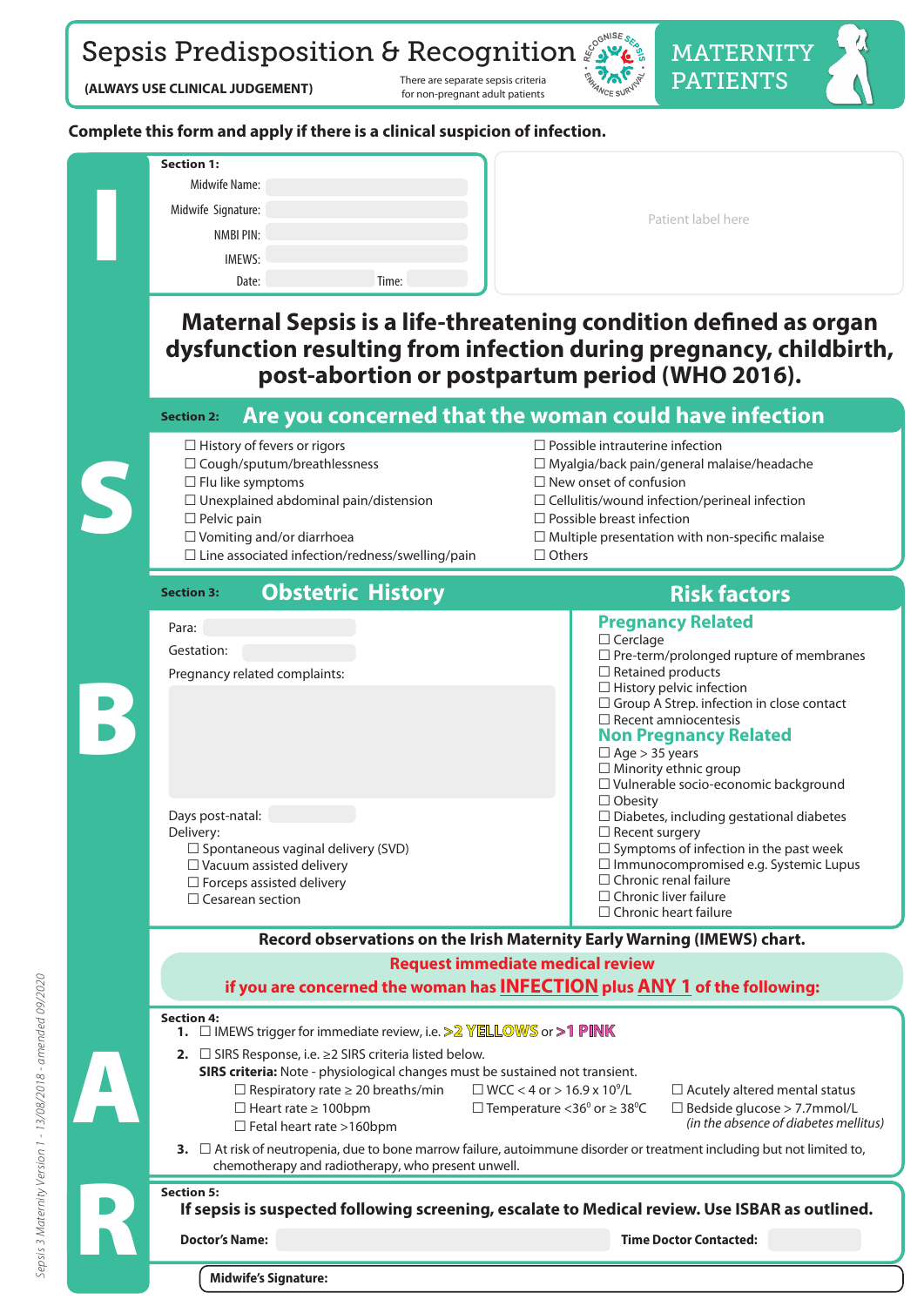# Sepsis Predisposition & Recognition

**(ALWAYS USE CLINICAL JUDGEMENT)**

There are separate sepsis criteria for non-pregnant adult patients

## MATERNITY PATIENTS

**Complete this form and apply if there is a clinical suspicion of infection.**

**I**

**Section 1:**

Midwife Name:

Midwife Signature:

NMBI PIN:

IMEWS:

Date: Time:

Patient label here

## Maternal Sepsis is a life-threatening condition defined as organ dysfunction resulting from infection during pregnancy, childbirth, post-abortion or postpartum period (WHO 2016).

**S**

**Section 2:** **Are you concerned that the woman could have infection**

- ☐ History of fevers or rigors
- ☐ Cough/sputum/breathlessness
- ☐ Flu like symptoms
- ☐ Unexplained abdominal pain/distension
- ☐ Pelvic pain
- ☐ Vomiting and/or diarrhoea
- ☐ Line associated infection/redness/swelling/pain
- ☐ Possible intrauterine infection
- ☐ Myalgia/back pain/general malaise/headache
- ☐ New onset of confusion
- ☐ Cellulitis/wound infection/perineal infection
- ☐ Possible breast infection
- ☐ Multiple presentation with non-specific malaise
- ☐ Others

**B**

**Section 3:** **Obstetric History**

Para:

Gestation:

Pregnancy related complaints:

Days post-natal:

Delivery:

- ☐ Spontaneous vaginal delivery (SVD)
- ☐ Vacuum assisted delivery
- ☐ Forceps assisted delivery
- ☐ Cesarean section

### Risk factors

**Pregnancy Related**

- ☐ Cerclage
- ☐ Pre-term/prolonged rupture of membranes
- ☐ Retained products
- ☐ History pelvic infection
- ☐ Group A Strep. infection in close contact
- ☐ Recent amniocentesis

**Non Pregnancy Related**

- ☐ Age > 35 years
- ☐ Minority ethnic group
- ☐ Vulnerable socio-economic background
- ☐ Obesity
- ☐ Diabetes, including gestational diabetes
- ☐ Recent surgery
- ☐ Symptoms of infection in the past week
- ☐ Immunocompromised e.g. Systemic Lupus
- ☐ Chronic renal failure
- ☐ Chronic liver failure
- ☐ Chronic heart failure

**Record observations on the Irish Maternity Early Warning (IMEWS) chart.**

**Request immediate medical review if you are concerned the woman has INFECTION plus ANY 1 of the following:**

**A**

**Section 4:**

1. ☐ IMEWS trigger for immediate review, i.e. **>2 YELLOWS** or **>1 PINK**
2. ☐ SIRS Response, i.e. ≥2 SIRS criteria listed below.
   **SIRS criteria:** Note - physiological changes must be sustained not transient.
   - ☐ Respiratory rate ≥ 20 breaths/min
   - ☐ Heart rate ≥ 100bpm
   - ☐ Fetal heart rate >160bpm
   - ☐ WCC < 4 or > 16.9 x $10^9$/L
   - ☐ Temperature <36$^0$ or ≥ 38$^0$C
   - ☐ Acutely altered mental status
   - ☐ Bedside glucose > 7.7mmol/L *(in the absence of diabetes mellitus)*
3. ☐ At risk of neutropenia, due to bone marrow failure, autoimmune disorder or treatment including but not limited to, chemotherapy and radiotherapy, who present unwell.

**R**

**Section 5:**

**If sepsis is suspected following screening, escalate to Medical review. Use ISBAR as outlined.**

**Doctor's Name:** **Time Doctor Contacted:**

**Midwife's Signature:**

*Sepsis 3 Maternity Version 1 - 13/08/2018 - amended 09/2020*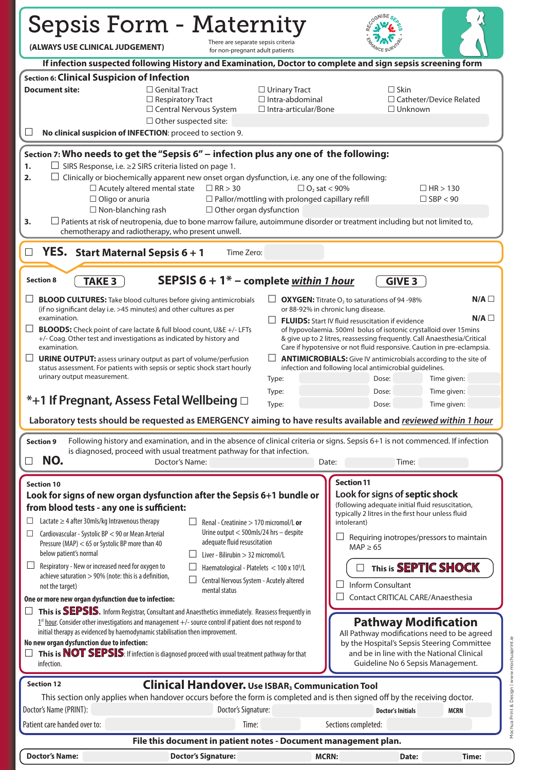# Sepsis Form - Maternity

**(ALWAYS USE CLINICAL JUDGEMENT)**

There are separate sepsis criteria for non-pregnant adult patients

**If infection suspected following History and Examination, Doctor to complete and sign sepsis screening form**

## Section 6: Clinical Suspicion of Infection

**Document site:**

- ☐ Genital Tract
- ☐ Respiratory Tract
- ☐ Central Nervous System
- ☐ Urinary Tract
- ☐ Intra-abdominal
- ☐ Intra-articular/Bone
- ☐ Skin
- ☐ Catheter/Device Related
- ☐ Unknown
- ☐ Other suspected site:

☐ **No clinical suspicion of INFECTION**: proceed to section 9.

## Section 7: Who needs to get the "Sepsis 6" – infection plus any one of the following:

1. ☐ SIRS Response, i.e. ≥2 SIRS criteria listed on page 1.
2. ☐ Clinically or biochemically apparent new onset organ dysfunction, i.e. any one of the following:
   - ☐ Acutely altered mental state
   - ☐ RR > 30
   - ☐ $O_2$ sat < 90%
   - ☐ HR > 130
   - ☐ Oligo or anuria
   - ☐ Pallor/mottling with prolonged capillary refill
   - ☐ SBP < 90
   - ☐ Non-blanching rash
   - ☐ Other organ dysfunction
3. ☐ Patients at risk of neutropenia, due to bone marrow failure, autoimmune disorder or treatment including but not limited to, chemotherapy and radiotherapy, who present unwell.

☐ **YES. Start Maternal Sepsis 6 + 1** Time Zero:

## Section 8

**TAKE 3** — **SEPSIS 6 + 1* – complete *within 1 hour*** — **GIVE 3**

☐ **BLOOD CULTURES:** Take blood cultures before giving antimicrobials (if no significant delay i.e. >45 minutes) and other cultures as per examination.

☐ **BLOODS:** Check point of care lactate & full blood count, U&E +/- LFTs +/- Coag. Other test and investigations as indicated by history and examination.

☐ **URINE OUTPUT:** assess urinary output as part of volume/perfusion status assessment. For patients with sepsis or septic shock start hourly urinary output measurement.

☐ **OXYGEN:** Titrate $O_2$ to saturations of 94 -98% or 88-92% in chronic lung disease. N/A ☐

☐ **FLUIDS:** Start IV fluid resuscitation if evidence of hypovolaemia. 500ml bolus of isotonic crystalloid over 15mins & give up to 2 litres, reassessing frequently. Call Anaesthesia/Critical Care if hypotensive or not fluid responsive. Caution in pre-eclampsia. N/A ☐

☐ **ANTIMICROBIALS:** Give IV antimicrobials according to the site of infection and following local antimicrobial guidelines.

| Type: | Dose: | Time given: |
|---|---|---|
| Type: | Dose: | Time given: |
| Type: | Dose: | Time given: |

**\*+1 If Pregnant, Assess Fetal Wellbeing** ☐

**Laboratory tests should be requested as EMERGENCY aiming to have results available and *reviewed within 1 hour***

## Section 9

Following history and examination, and in the absence of clinical criteria or signs. Sepsis 6+1 is not commenced. If infection is diagnosed, proceed with usual treatment pathway for that infection.

☐ **NO.** Doctor's Name: Date: Time:

## Section 10

### Look for signs of new organ dysfunction after the Sepsis 6+1 bundle or from blood tests - any one is sufficient:

- ☐ Lactate ≥ 4 after 30mls/kg Intravenous therapy
- ☐ Cardiovascular - Systolic BP < 90 or Mean Arterial Pressure (MAP) < 65 or Systolic BP more than 40 below patient's normal
- ☐ Respiratory - New or increased need for oxygen to achieve saturation > 90% (note: this is a definition, not the target)
- ☐ Renal - Creatinine > 170 micromol/L **or** Urine output < 500mls/24 hrs – despite adequate fluid resuscitation
- ☐ Liver - Bilirubin > 32 micromol/L
- ☐ Haematological - Platelets < 100 x $10^9$/L
- ☐ Central Nervous System - Acutely altered mental status

**One or more new organ dysfunction due to infection:**

☐ **This is SEPSIS.** Inform Registrar, Consultant and Anaesthetics immediately. Reassess frequently in 1st hour. Consider other investigations and management +/- source control if patient does not respond to initial therapy as evidenced by haemodynamic stabilisation then improvement.

**No new organ dysfunction due to infection:**

☐ **This is NOT SEPSIS**: If infection is diagnosed proceed with usual treatment pathway for that infection.

## Section 11

### Look for signs of septic shock

(following adequate initial fluid resuscitation, typically 2 litres in the first hour unless fluid intolerant)

☐ Requiring inotropes/pressors to maintain MAP ≥ 65

☐ **This is SEPTIC SHOCK**

☐ Inform Consultant

☐ Contact CRITICAL CARE/Anaesthesia

### Pathway Modification

All Pathway modifications need to be agreed by the Hospital's Sepsis Steering Committee and be in line with the National Clinical Guideline No 6 Sepsis Management.

## Section 12

### Clinical Handover. Use ISBAR₃ Communication Tool

This section only applies when handover occurs before the form is completed and is then signed off by the receiving doctor.

Doctor's Name (PRINT): Doctor's Signature: **Doctor's Initials** **MCRN**

Patient care handed over to: Time: Sections completed:

**File this document in patient notes - Document management plan.**

**Doctor's Name:** **Doctor's Signature:** **MCRN:** **Date:** **Time:**

Mochua Print & Design | www.mochuaprint.ie